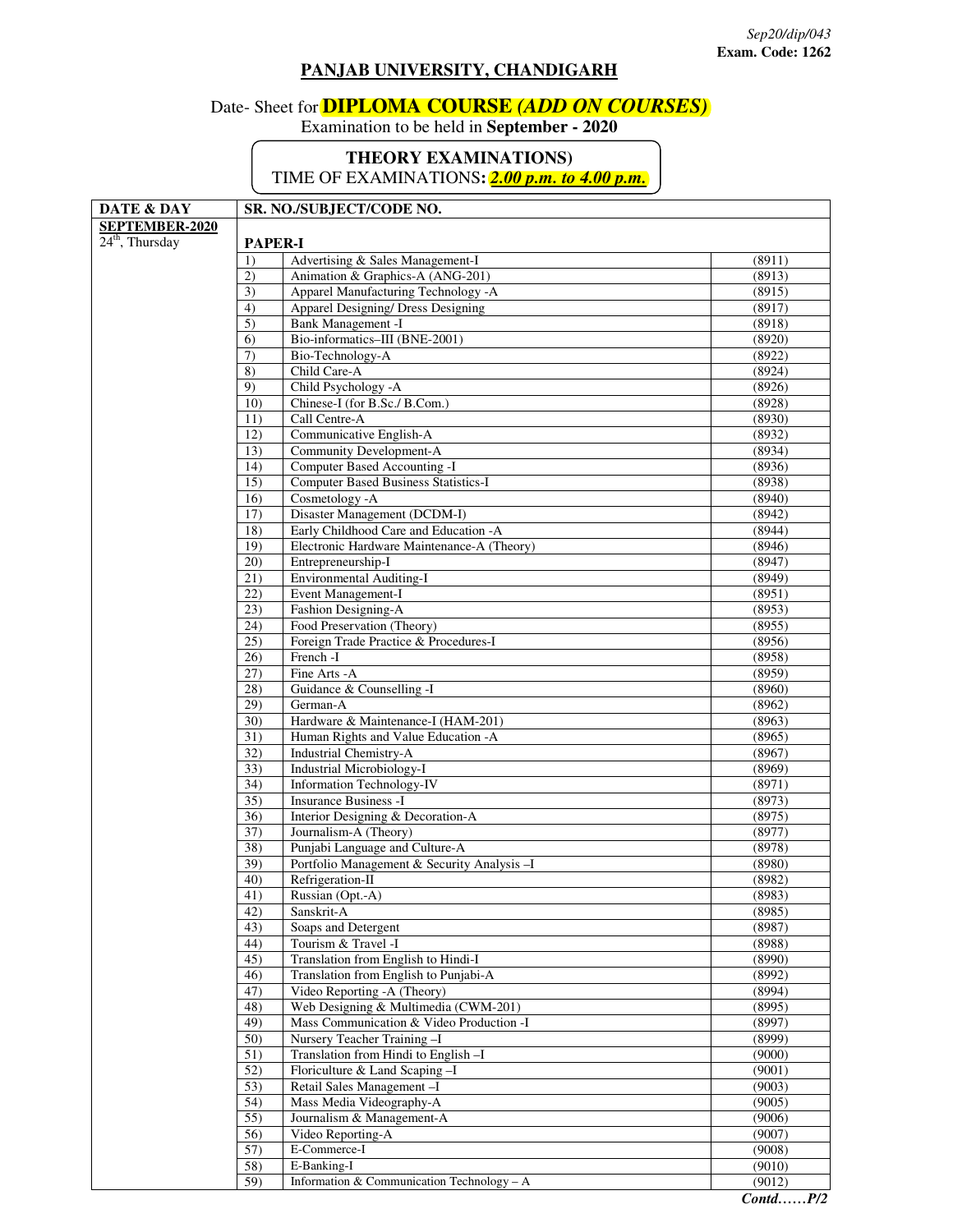*Sep20/dip/043*
**Exam. Code: 1262**

## PANJAB UNIVERSITY, CHANDIGARH

Date- Sheet for **DIPLOMA COURSE *(ADD ON COURSES)***

Examination to be held in **September - 2020**

**THEORY EXAMINATIONS)**

TIME OF EXAMINATIONS: ***2.00 p.m. to 4.00 p.m.***

| DATE & DAY | SR. NO./SUBJECT/CODE NO. | | |
|---|---|---|---|
| **SEPTEMBER-2020** 24th, Thursday | **PAPER-I** | | |
| | 1) | Advertising & Sales Management-I | (8911) |
| | 2) | Animation & Graphics-A (ANG-201) | (8913) |
| | 3) | Apparel Manufacturing Technology -A | (8915) |
| | 4) | Apparel Designing/ Dress Designing | (8917) |
| | 5) | Bank Management -I | (8918) |
| | 6) | Bio-informatics–III (BNE-2001) | (8920) |
| | 7) | Bio-Technology-A | (8922) |
| | 8) | Child Care-A | (8924) |
| | 9) | Child Psychology -A | (8926) |
| | 10) | Chinese-I (for B.Sc./ B.Com.) | (8928) |
| | 11) | Call Centre-A | (8930) |
| | 12) | Communicative English-A | (8932) |
| | 13) | Community Development-A | (8934) |
| | 14) | Computer Based Accounting -I | (8936) |
| | 15) | Computer Based Business Statistics-I | (8938) |
| | 16) | Cosmetology -A | (8940) |
| | 17) | Disaster Management (DCDM-I) | (8942) |
| | 18) | Early Childhood Care and Education -A | (8944) |
| | 19) | Electronic Hardware Maintenance-A (Theory) | (8946) |
| | 20) | Entrepreneurship-I | (8947) |
| | 21) | Environmental Auditing-I | (8949) |
| | 22) | Event Management-I | (8951) |
| | 23) | Fashion Designing-A | (8953) |
| | 24) | Food Preservation (Theory) | (8955) |
| | 25) | Foreign Trade Practice & Procedures-I | (8956) |
| | 26) | French -I | (8958) |
| | 27) | Fine Arts -A | (8959) |
| | 28) | Guidance & Counselling -I | (8960) |
| | 29) | German-A | (8962) |
| | 30) | Hardware & Maintenance-I (HAM-201) | (8963) |
| | 31) | Human Rights and Value Education -A | (8965) |
| | 32) | Industrial Chemistry-A | (8967) |
| | 33) | Industrial Microbiology-I | (8969) |
| | 34) | Information Technology-IV | (8971) |
| | 35) | Insurance Business -I | (8973) |
| | 36) | Interior Designing & Decoration-A | (8975) |
| | 37) | Journalism-A (Theory) | (8977) |
| | 38) | Punjabi Language and Culture-A | (8978) |
| | 39) | Portfolio Management & Security Analysis –I | (8980) |
| | 40) | Refrigeration-II | (8982) |
| | 41) | Russian (Opt.-A) | (8983) |
| | 42) | Sanskrit-A | (8985) |
| | 43) | Soaps and Detergent | (8987) |
| | 44) | Tourism & Travel -I | (8988) |
| | 45) | Translation from English to Hindi-I | (8990) |
| | 46) | Translation from English to Punjabi-A | (8992) |
| | 47) | Video Reporting -A (Theory) | (8994) |
| | 48) | Web Designing & Multimedia (CWM-201) | (8995) |
| | 49) | Mass Communication & Video Production -I | (8997) |
| | 50) | Nursery Teacher Training –I | (8999) |
| | 51) | Translation from Hindi to English –I | (9000) |
| | 52) | Floriculture & Land Scaping –I | (9001) |
| | 53) | Retail Sales Management –I | (9003) |
| | 54) | Mass Media Videography-A | (9005) |
| | 55) | Journalism & Management-A | (9006) |
| | 56) | Video Reporting-A | (9007) |
| | 57) | E-Commerce-I | (9008) |
| | 58) | E-Banking-I | (9010) |
| | 59) | Information & Communication Technology – A | (9012) |

***Contd……P/2***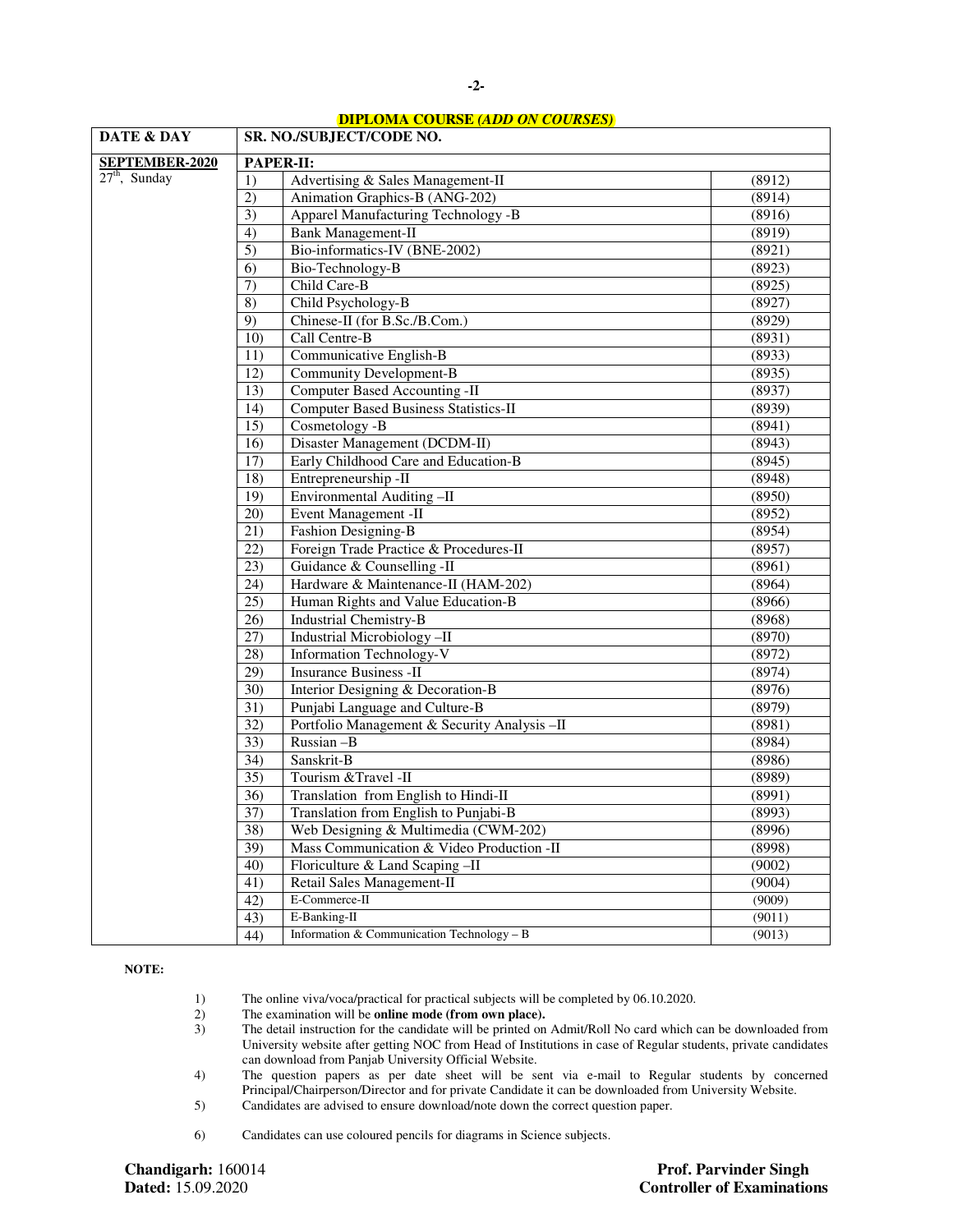**DIPLOMA COURSE *(ADD ON COURSES)***

| DATE & DAY | SR. NO./SUBJECT/CODE NO. | | |
|---|---|---|---|
| **SEPTEMBER-2020** | **PAPER-II:** | | |
| 27th, Sunday | 1) | Advertising & Sales Management-II | (8912) |
| | 2) | Animation Graphics-B (ANG-202) | (8914) |
| | 3) | Apparel Manufacturing Technology -B | (8916) |
| | 4) | Bank Management-II | (8919) |
| | 5) | Bio-informatics-IV (BNE-2002) | (8921) |
| | 6) | Bio-Technology-B | (8923) |
| | 7) | Child Care-B | (8925) |
| | 8) | Child Psychology-B | (8927) |
| | 9) | Chinese-II (for B.Sc./B.Com.) | (8929) |
| | 10) | Call Centre-B | (8931) |
| | 11) | Communicative English-B | (8933) |
| | 12) | Community Development-B | (8935) |
| | 13) | Computer Based Accounting -II | (8937) |
| | 14) | Computer Based Business Statistics-II | (8939) |
| | 15) | Cosmetology -B | (8941) |
| | 16) | Disaster Management (DCDM-II) | (8943) |
| | 17) | Early Childhood Care and Education-B | (8945) |
| | 18) | Entrepreneurship -II | (8948) |
| | 19) | Environmental Auditing –II | (8950) |
| | 20) | Event Management -II | (8952) |
| | 21) | Fashion Designing-B | (8954) |
| | 22) | Foreign Trade Practice & Procedures-II | (8957) |
| | 23) | Guidance & Counselling -II | (8961) |
| | 24) | Hardware & Maintenance-II (HAM-202) | (8964) |
| | 25) | Human Rights and Value Education-B | (8966) |
| | 26) | Industrial Chemistry-B | (8968) |
| | 27) | Industrial Microbiology –II | (8970) |
| | 28) | Information Technology-V | (8972) |
| | 29) | Insurance Business -II | (8974) |
| | 30) | Interior Designing & Decoration-B | (8976) |
| | 31) | Punjabi Language and Culture-B | (8979) |
| | 32) | Portfolio Management & Security Analysis –II | (8981) |
| | 33) | Russian –B | (8984) |
| | 34) | Sanskrit-B | (8986) |
| | 35) | Tourism &Travel -II | (8989) |
| | 36) | Translation from English to Hindi-II | (8991) |
| | 37) | Translation from English to Punjabi-B | (8993) |
| | 38) | Web Designing & Multimedia (CWM-202) | (8996) |
| | 39) | Mass Communication & Video Production -II | (8998) |
| | 40) | Floriculture & Land Scaping –II | (9002) |
| | 41) | Retail Sales Management-II | (9004) |
| | 42) | E-Commerce-II | (9009) |
| | 43) | E-Banking-II | (9011) |
| | 44) | Information & Communication Technology – B | (9013) |

**NOTE:**

1) The online viva/voca/practical for practical subjects will be completed by 06.10.2020.
2) The examination will be **online mode (from own place).**
3) The detail instruction for the candidate will be printed on Admit/Roll No card which can be downloaded from University website after getting NOC from Head of Institutions in case of Regular students, private candidates can download from Panjab University Official Website.
4) The question papers as per date sheet will be sent via e-mail to Regular students by concerned Principal/Chairperson/Director and for private Candidate it can be downloaded from University Website.
5) Candidates are advised to ensure download/note down the correct question paper.
6) Candidates can use coloured pencils for diagrams in Science subjects.

**Chandigarh:** 160014
**Dated:** 15.09.2020

**Prof. Parvinder Singh**
**Controller of Examinations**